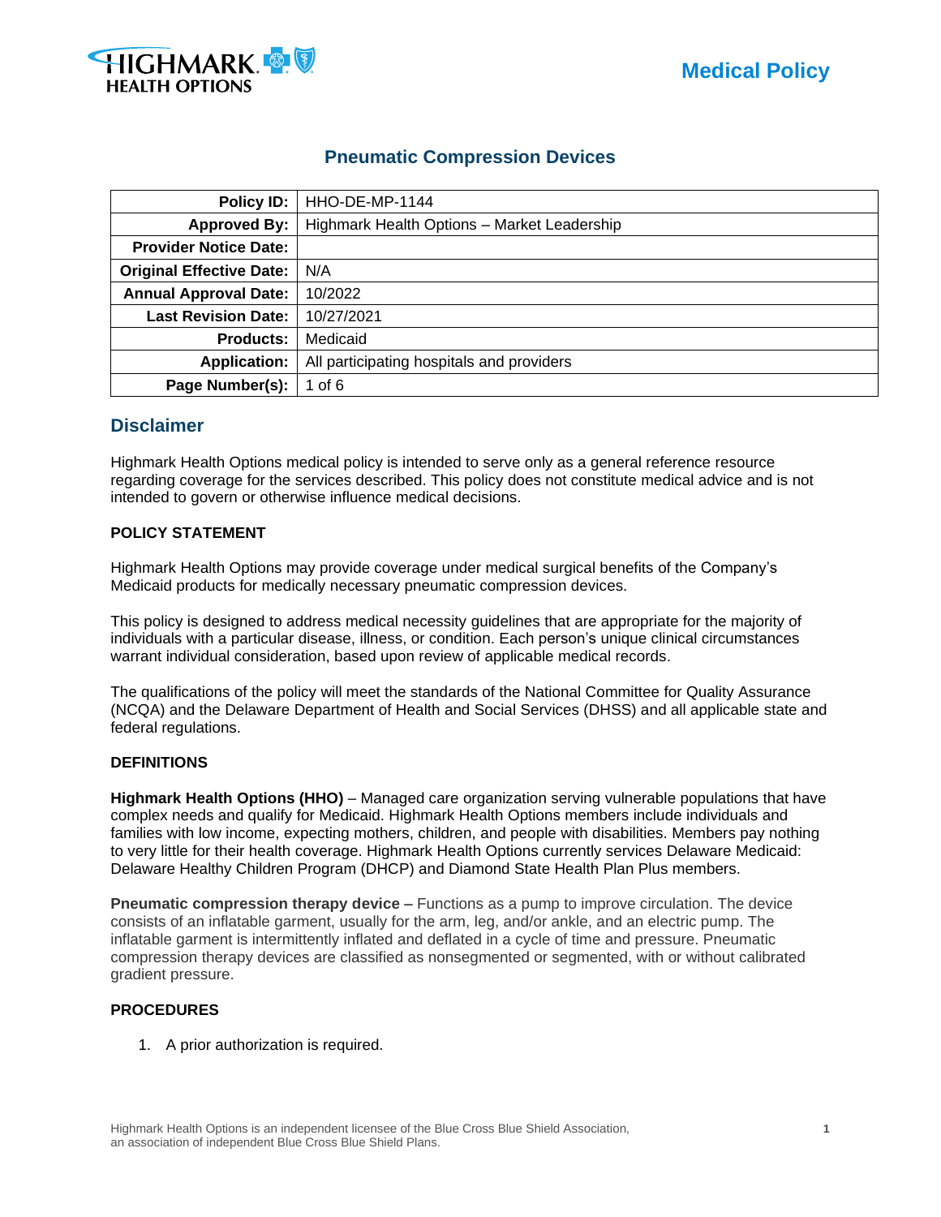# Pneumatic Compression Devices

| Policy ID: | HHO-DE-MP-1144 |
|---|---|
| Approved By: | Highmark Health Options – Market Leadership |
| Provider Notice Date: | |
| Original Effective Date: | N/A |
| Annual Approval Date: | 10/2022 |
| Last Revision Date: | 10/27/2021 |
| Products: | Medicaid |
| Application: | All participating hospitals and providers |
| Page Number(s): | 1 of 6 |

## Disclaimer

Highmark Health Options medical policy is intended to serve only as a general reference resource regarding coverage for the services described. This policy does not constitute medical advice and is not intended to govern or otherwise influence medical decisions.

**POLICY STATEMENT**

Highmark Health Options may provide coverage under medical surgical benefits of the Company's Medicaid products for medically necessary pneumatic compression devices.

This policy is designed to address medical necessity guidelines that are appropriate for the majority of individuals with a particular disease, illness, or condition. Each person's unique clinical circumstances warrant individual consideration, based upon review of applicable medical records.

The qualifications of the policy will meet the standards of the National Committee for Quality Assurance (NCQA) and the Delaware Department of Health and Social Services (DHSS) and all applicable state and federal regulations.

**DEFINITIONS**

**Highmark Health Options (HHO)** – Managed care organization serving vulnerable populations that have complex needs and qualify for Medicaid. Highmark Health Options members include individuals and families with low income, expecting mothers, children, and people with disabilities. Members pay nothing to very little for their health coverage. Highmark Health Options currently services Delaware Medicaid: Delaware Healthy Children Program (DHCP) and Diamond State Health Plan Plus members.

**Pneumatic compression therapy device** – Functions as a pump to improve circulation. The device consists of an inflatable garment, usually for the arm, leg, and/or ankle, and an electric pump. The inflatable garment is intermittently inflated and deflated in a cycle of time and pressure. Pneumatic compression therapy devices are classified as nonsegmented or segmented, with or without calibrated gradient pressure.

**PROCEDURES**

1. A prior authorization is required.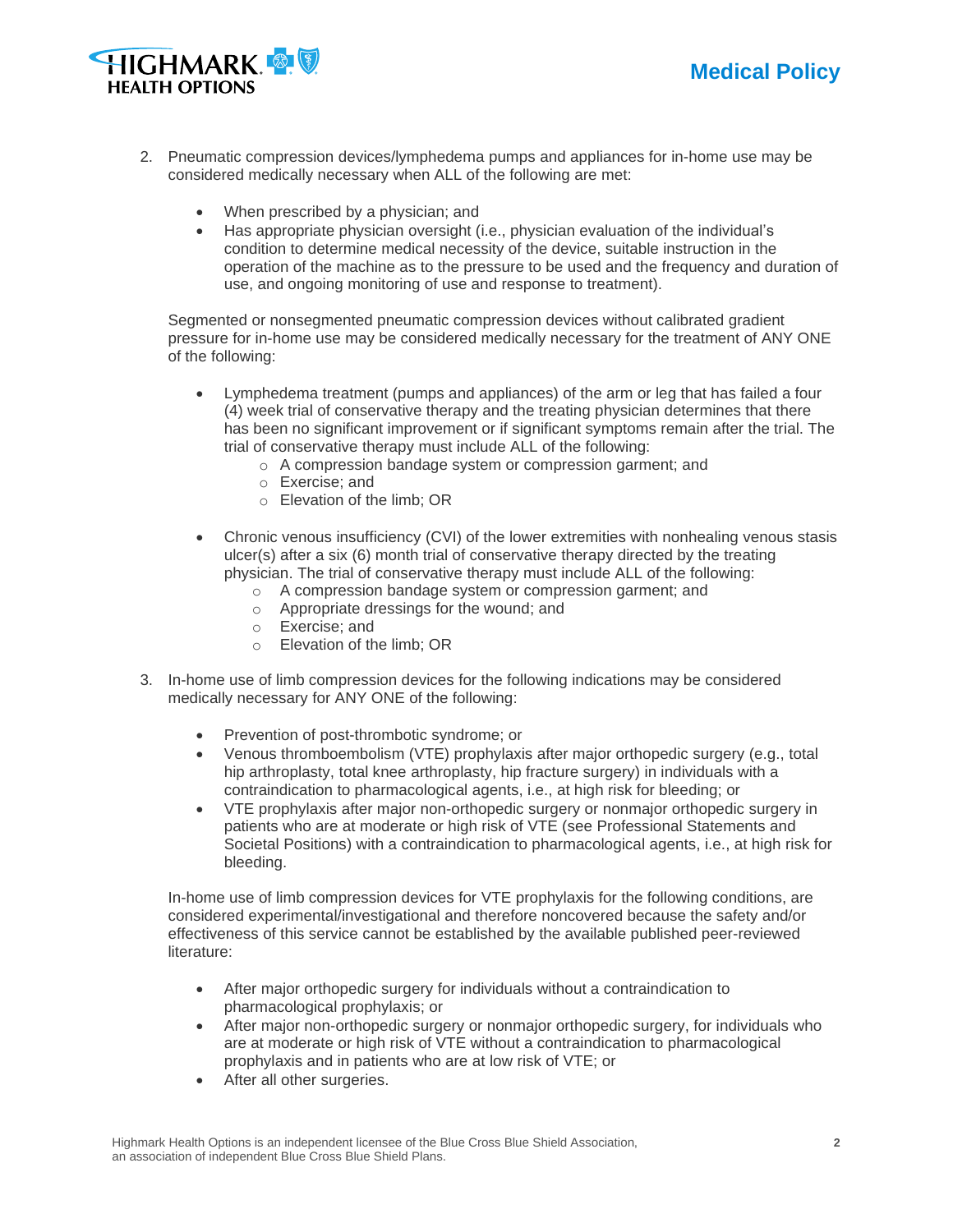2. Pneumatic compression devices/lymphedema pumps and appliances for in-home use may be considered medically necessary when ALL of the following are met:

   - When prescribed by a physician; and
   - Has appropriate physician oversight (i.e., physician evaluation of the individual's condition to determine medical necessity of the device, suitable instruction in the operation of the machine as to the pressure to be used and the frequency and duration of use, and ongoing monitoring of use and response to treatment).

   Segmented or nonsegmented pneumatic compression devices without calibrated gradient pressure for in-home use may be considered medically necessary for the treatment of ANY ONE of the following:

   - Lymphedema treatment (pumps and appliances) of the arm or leg that has failed a four (4) week trial of conservative therapy and the treating physician determines that there has been no significant improvement or if significant symptoms remain after the trial. The trial of conservative therapy must include ALL of the following:
     - A compression bandage system or compression garment; and
     - Exercise; and
     - Elevation of the limb; OR

   - Chronic venous insufficiency (CVI) of the lower extremities with nonhealing venous stasis ulcer(s) after a six (6) month trial of conservative therapy directed by the treating physician. The trial of conservative therapy must include ALL of the following:
     - A compression bandage system or compression garment; and
     - Appropriate dressings for the wound; and
     - Exercise; and
     - Elevation of the limb; OR

3. In-home use of limb compression devices for the following indications may be considered medically necessary for ANY ONE of the following:

   - Prevention of post-thrombotic syndrome; or
   - Venous thromboembolism (VTE) prophylaxis after major orthopedic surgery (e.g., total hip arthroplasty, total knee arthroplasty, hip fracture surgery) in individuals with a contraindication to pharmacological agents, i.e., at high risk for bleeding; or
   - VTE prophylaxis after major non-orthopedic surgery or nonmajor orthopedic surgery in patients who are at moderate or high risk of VTE (see Professional Statements and Societal Positions) with a contraindication to pharmacological agents, i.e., at high risk for bleeding.

   In-home use of limb compression devices for VTE prophylaxis for the following conditions, are considered experimental/investigational and therefore noncovered because the safety and/or effectiveness of this service cannot be established by the available published peer-reviewed literature:

   - After major orthopedic surgery for individuals without a contraindication to pharmacological prophylaxis; or
   - After major non-orthopedic surgery or nonmajor orthopedic surgery, for individuals who are at moderate or high risk of VTE without a contraindication to pharmacological prophylaxis and in patients who are at low risk of VTE; or
   - After all other surgeries.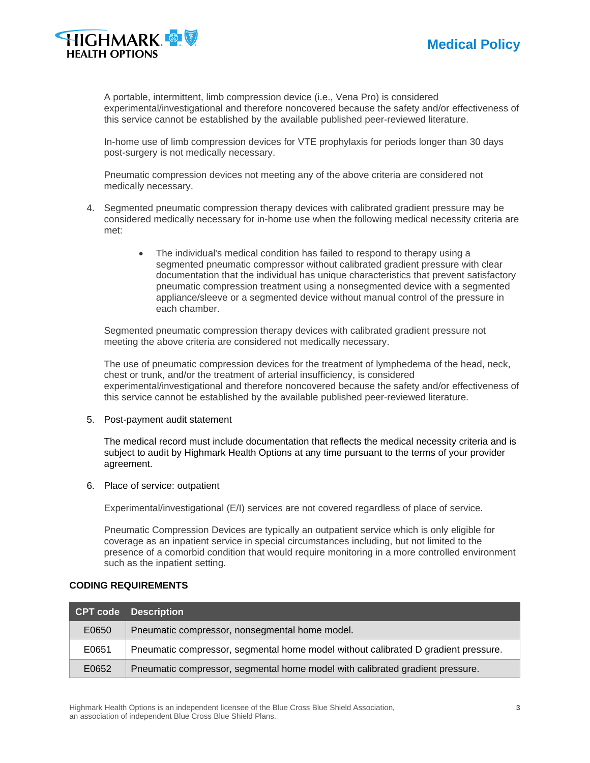A portable, intermittent, limb compression device (i.e., Vena Pro) is considered experimental/investigational and therefore noncovered because the safety and/or effectiveness of this service cannot be established by the available published peer-reviewed literature.

In-home use of limb compression devices for VTE prophylaxis for periods longer than 30 days post-surgery is not medically necessary.

Pneumatic compression devices not meeting any of the above criteria are considered not medically necessary.

4. Segmented pneumatic compression therapy devices with calibrated gradient pressure may be considered medically necessary for in-home use when the following medical necessity criteria are met:

   - The individual's medical condition has failed to respond to therapy using a segmented pneumatic compressor without calibrated gradient pressure with clear documentation that the individual has unique characteristics that prevent satisfactory pneumatic compression treatment using a nonsegmented device with a segmented appliance/sleeve or a segmented device without manual control of the pressure in each chamber.

   Segmented pneumatic compression therapy devices with calibrated gradient pressure not meeting the above criteria are considered not medically necessary.

   The use of pneumatic compression devices for the treatment of lymphedema of the head, neck, chest or trunk, and/or the treatment of arterial insufficiency, is considered experimental/investigational and therefore noncovered because the safety and/or effectiveness of this service cannot be established by the available published peer-reviewed literature.

5. Post-payment audit statement

   The medical record must include documentation that reflects the medical necessity criteria and is subject to audit by Highmark Health Options at any time pursuant to the terms of your provider agreement.

6. Place of service: outpatient

   Experimental/investigational (E/I) services are not covered regardless of place of service.

   Pneumatic Compression Devices are typically an outpatient service which is only eligible for coverage as an inpatient service in special circumstances including, but not limited to the presence of a comorbid condition that would require monitoring in a more controlled environment such as the inpatient setting.

**CODING REQUIREMENTS**

| CPT code | Description |
|---|---|
| E0650 | Pneumatic compressor, nonsegmental home model. |
| E0651 | Pneumatic compressor, segmental home model without calibrated D gradient pressure. |
| E0652 | Pneumatic compressor, segmental home model with calibrated gradient pressure. |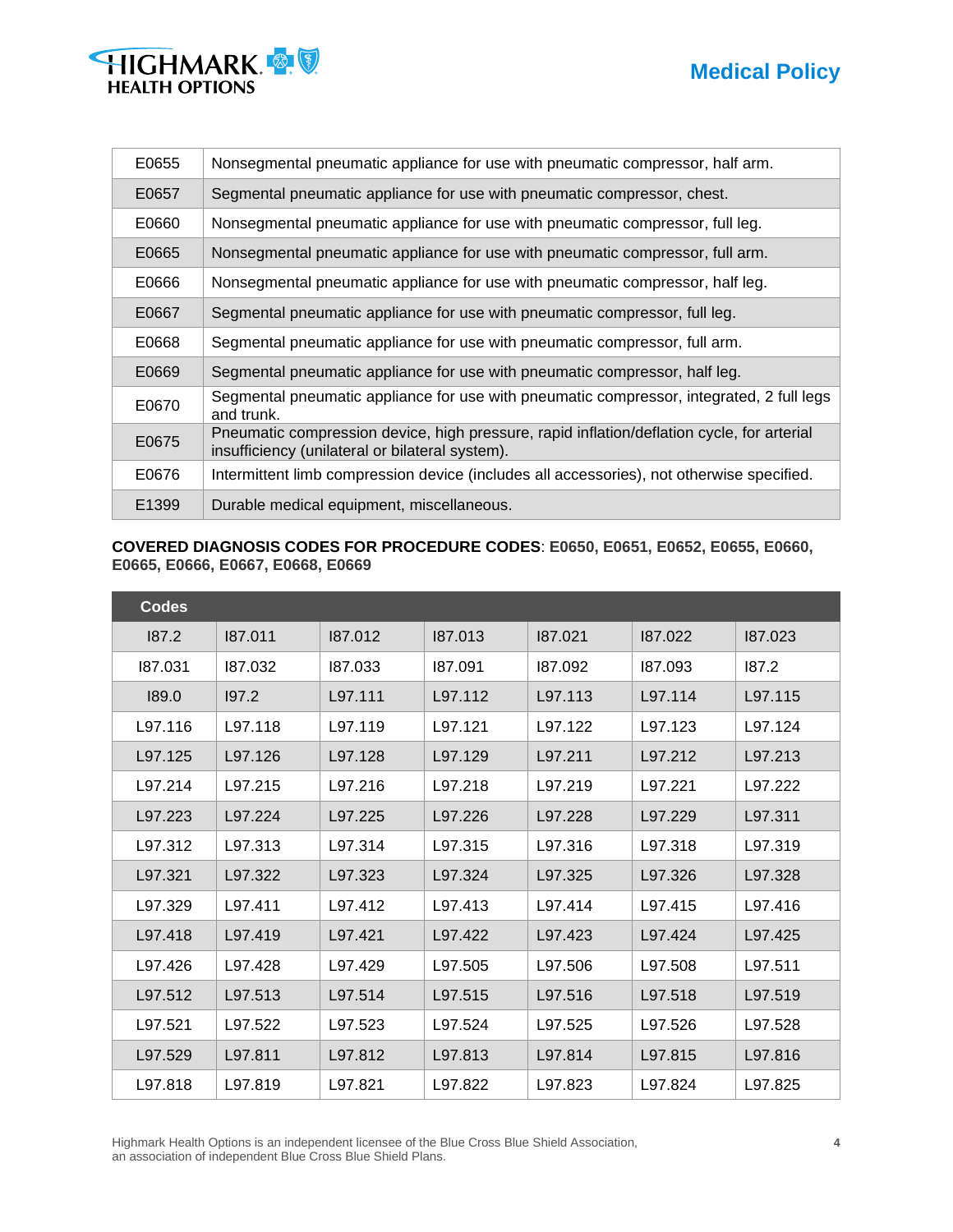| | |
|---|---|
| E0655 | Nonsegmental pneumatic appliance for use with pneumatic compressor, half arm. |
| E0657 | Segmental pneumatic appliance for use with pneumatic compressor, chest. |
| E0660 | Nonsegmental pneumatic appliance for use with pneumatic compressor, full leg. |
| E0665 | Nonsegmental pneumatic appliance for use with pneumatic compressor, full arm. |
| E0666 | Nonsegmental pneumatic appliance for use with pneumatic compressor, half leg. |
| E0667 | Segmental pneumatic appliance for use with pneumatic compressor, full leg. |
| E0668 | Segmental pneumatic appliance for use with pneumatic compressor, full arm. |
| E0669 | Segmental pneumatic appliance for use with pneumatic compressor, half leg. |
| E0670 | Segmental pneumatic appliance for use with pneumatic compressor, integrated, 2 full legs and trunk. |
| E0675 | Pneumatic compression device, high pressure, rapid inflation/deflation cycle, for arterial insufficiency (unilateral or bilateral system). |
| E0676 | Intermittent limb compression device (includes all accessories), not otherwise specified. |
| E1399 | Durable medical equipment, miscellaneous. |

**COVERED DIAGNOSIS CODES FOR PROCEDURE CODES**: **E0650, E0651, E0652, E0655, E0660, E0665, E0666, E0667, E0668, E0669**

| Codes | | | | | | |
|---|---|---|---|---|---|---|
| I87.2 | I87.011 | I87.012 | I87.013 | I87.021 | I87.022 | I87.023 |
| I87.031 | I87.032 | I87.033 | I87.091 | I87.092 | I87.093 | I87.2 |
| I89.0 | I97.2 | L97.111 | L97.112 | L97.113 | L97.114 | L97.115 |
| L97.116 | L97.118 | L97.119 | L97.121 | L97.122 | L97.123 | L97.124 |
| L97.125 | L97.126 | L97.128 | L97.129 | L97.211 | L97.212 | L97.213 |
| L97.214 | L97.215 | L97.216 | L97.218 | L97.219 | L97.221 | L97.222 |
| L97.223 | L97.224 | L97.225 | L97.226 | L97.228 | L97.229 | L97.311 |
| L97.312 | L97.313 | L97.314 | L97.315 | L97.316 | L97.318 | L97.319 |
| L97.321 | L97.322 | L97.323 | L97.324 | L97.325 | L97.326 | L97.328 |
| L97.329 | L97.411 | L97.412 | L97.413 | L97.414 | L97.415 | L97.416 |
| L97.418 | L97.419 | L97.421 | L97.422 | L97.423 | L97.424 | L97.425 |
| L97.426 | L97.428 | L97.429 | L97.505 | L97.506 | L97.508 | L97.511 |
| L97.512 | L97.513 | L97.514 | L97.515 | L97.516 | L97.518 | L97.519 |
| L97.521 | L97.522 | L97.523 | L97.524 | L97.525 | L97.526 | L97.528 |
| L97.529 | L97.811 | L97.812 | L97.813 | L97.814 | L97.815 | L97.816 |
| L97.818 | L97.819 | L97.821 | L97.822 | L97.823 | L97.824 | L97.825 |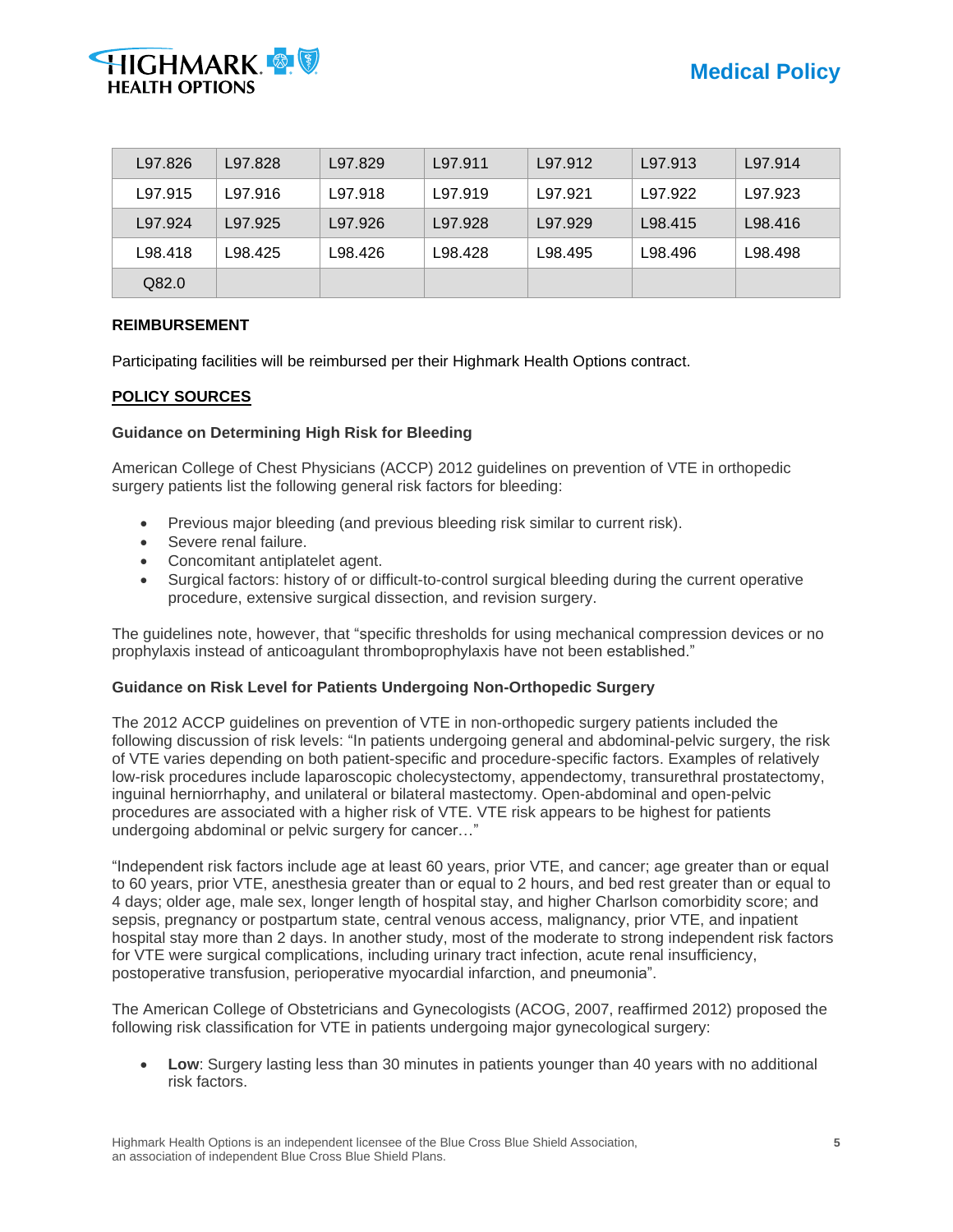| L97.826 | L97.828 | L97.829 | L97.911 | L97.912 | L97.913 | L97.914 |
|---|---|---|---|---|---|---|
| L97.915 | L97.916 | L97.918 | L97.919 | L97.921 | L97.922 | L97.923 |
| L97.924 | L97.925 | L97.926 | L97.928 | L97.929 | L98.415 | L98.416 |
| L98.418 | L98.425 | L98.426 | L98.428 | L98.495 | L98.496 | L98.498 |
| Q82.0 | | | | | | |

**REIMBURSEMENT**

Participating facilities will be reimbursed per their Highmark Health Options contract.

**POLICY SOURCES**

**Guidance on Determining High Risk for Bleeding**

American College of Chest Physicians (ACCP) 2012 guidelines on prevention of VTE in orthopedic surgery patients list the following general risk factors for bleeding:

- Previous major bleeding (and previous bleeding risk similar to current risk).
- Severe renal failure.
- Concomitant antiplatelet agent.
- Surgical factors: history of or difficult-to-control surgical bleeding during the current operative procedure, extensive surgical dissection, and revision surgery.

The guidelines note, however, that "specific thresholds for using mechanical compression devices or no prophylaxis instead of anticoagulant thromboprophylaxis have not been established."

**Guidance on Risk Level for Patients Undergoing Non-Orthopedic Surgery**

The 2012 ACCP guidelines on prevention of VTE in non-orthopedic surgery patients included the following discussion of risk levels: "In patients undergoing general and abdominal-pelvic surgery, the risk of VTE varies depending on both patient-specific and procedure-specific factors. Examples of relatively low-risk procedures include laparoscopic cholecystectomy, appendectomy, transurethral prostatectomy, inguinal herniorrhaphy, and unilateral or bilateral mastectomy. Open-abdominal and open-pelvic procedures are associated with a higher risk of VTE. VTE risk appears to be highest for patients undergoing abdominal or pelvic surgery for cancer…"

"Independent risk factors include age at least 60 years, prior VTE, and cancer; age greater than or equal to 60 years, prior VTE, anesthesia greater than or equal to 2 hours, and bed rest greater than or equal to 4 days; older age, male sex, longer length of hospital stay, and higher Charlson comorbidity score; and sepsis, pregnancy or postpartum state, central venous access, malignancy, prior VTE, and inpatient hospital stay more than 2 days. In another study, most of the moderate to strong independent risk factors for VTE were surgical complications, including urinary tract infection, acute renal insufficiency, postoperative transfusion, perioperative myocardial infarction, and pneumonia".

The American College of Obstetricians and Gynecologists (ACOG, 2007, reaffirmed 2012) proposed the following risk classification for VTE in patients undergoing major gynecological surgery:

- **Low**: Surgery lasting less than 30 minutes in patients younger than 40 years with no additional risk factors.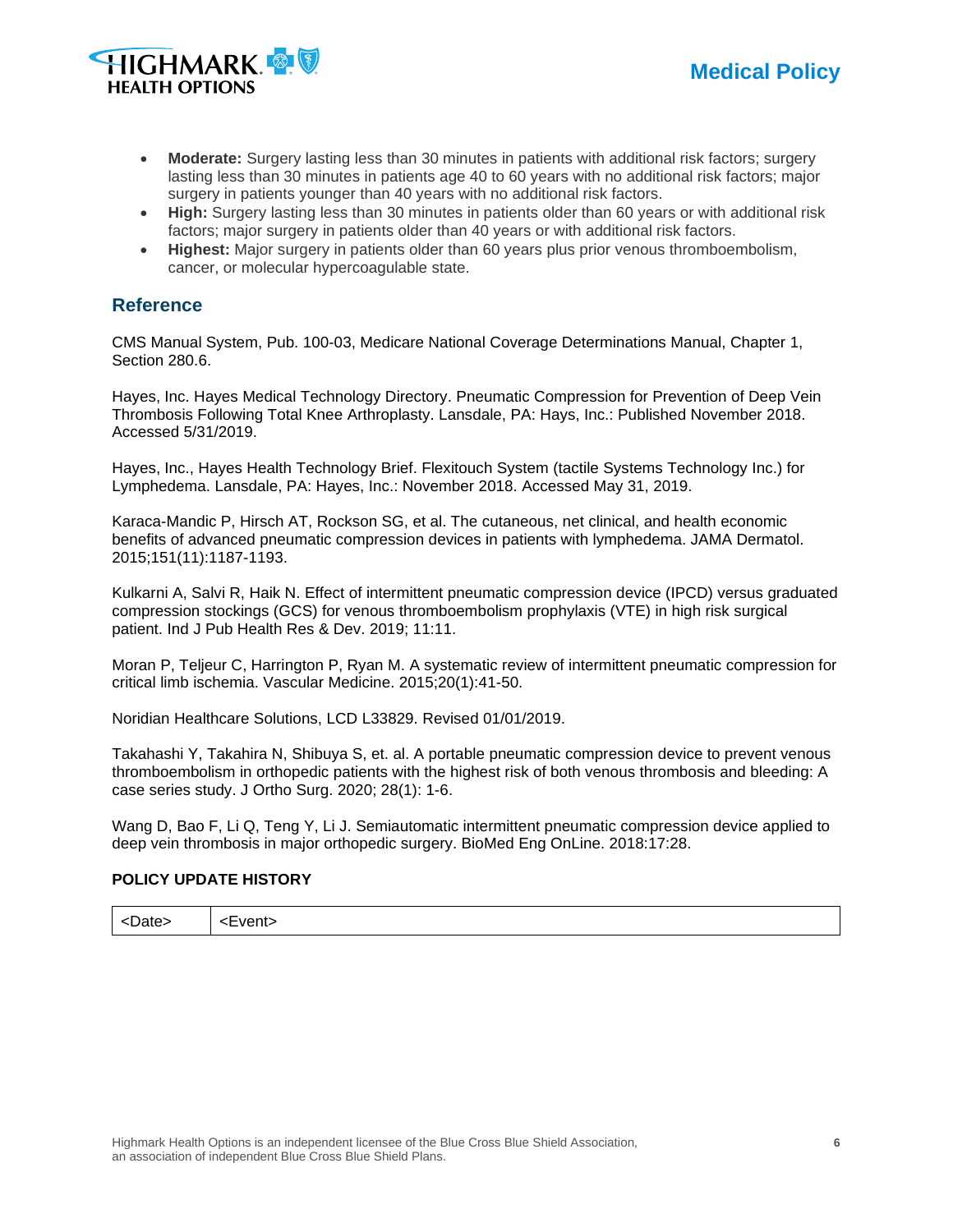- **Moderate:** Surgery lasting less than 30 minutes in patients with additional risk factors; surgery lasting less than 30 minutes in patients age 40 to 60 years with no additional risk factors; major surgery in patients younger than 40 years with no additional risk factors.
- **High:** Surgery lasting less than 30 minutes in patients older than 60 years or with additional risk factors; major surgery in patients older than 40 years or with additional risk factors.
- **Highest:** Major surgery in patients older than 60 years plus prior venous thromboembolism, cancer, or molecular hypercoagulable state.

## Reference

CMS Manual System, Pub. 100-03, Medicare National Coverage Determinations Manual, Chapter 1, Section 280.6.

Hayes, Inc. Hayes Medical Technology Directory. Pneumatic Compression for Prevention of Deep Vein Thrombosis Following Total Knee Arthroplasty. Lansdale, PA: Hays, Inc.: Published November 2018. Accessed 5/31/2019.

Hayes, Inc., Hayes Health Technology Brief. Flexitouch System (tactile Systems Technology Inc.) for Lymphedema. Lansdale, PA: Hayes, Inc.: November 2018. Accessed May 31, 2019.

Karaca-Mandic P, Hirsch AT, Rockson SG, et al. The cutaneous, net clinical, and health economic benefits of advanced pneumatic compression devices in patients with lymphedema. JAMA Dermatol. 2015;151(11):1187-1193.

Kulkarni A, Salvi R, Haik N. Effect of intermittent pneumatic compression device (IPCD) versus graduated compression stockings (GCS) for venous thromboembolism prophylaxis (VTE) in high risk surgical patient. Ind J Pub Health Res & Dev. 2019; 11:11.

Moran P, Teljeur C, Harrington P, Ryan M. A systematic review of intermittent pneumatic compression for critical limb ischemia. Vascular Medicine. 2015;20(1):41-50.

Noridian Healthcare Solutions, LCD L33829. Revised 01/01/2019.

Takahashi Y, Takahira N, Shibuya S, et. al. A portable pneumatic compression device to prevent venous thromboembolism in orthopedic patients with the highest risk of both venous thrombosis and bleeding: A case series study. J Ortho Surg. 2020; 28(1): 1-6.

Wang D, Bao F, Li Q, Teng Y, Li J. Semiautomatic intermittent pneumatic compression device applied to deep vein thrombosis in major orthopedic surgery. BioMed Eng OnLine. 2018:17:28.

**POLICY UPDATE HISTORY**

| | |
|---|---|
| <Date> | <Event> |